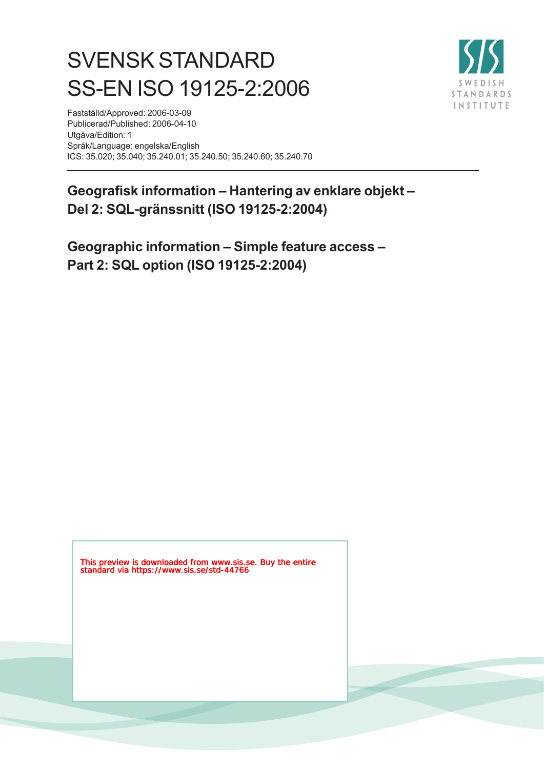# SVENSK STANDARD
# SS-EN ISO 19125-2:2006

Fastställd/Approved: 2006-03-09
Publicerad/Published: 2006-04-10
Utgåva/Edition: 1
Språk/Language: engelska/English
ICS: 35.020; 35.040; 35.240.01; 35.240.50; 35.240.60; 35.240.70

## Geografisk information – Hantering av enklare objekt – Del 2: SQL-gränssnitt (ISO 19125-2:2004)

## Geographic information – Simple feature access – Part 2: SQL option (ISO 19125-2:2004)

This preview is downloaded from www.sis.se. Buy the entire standard via https://www.sis.se/std-44766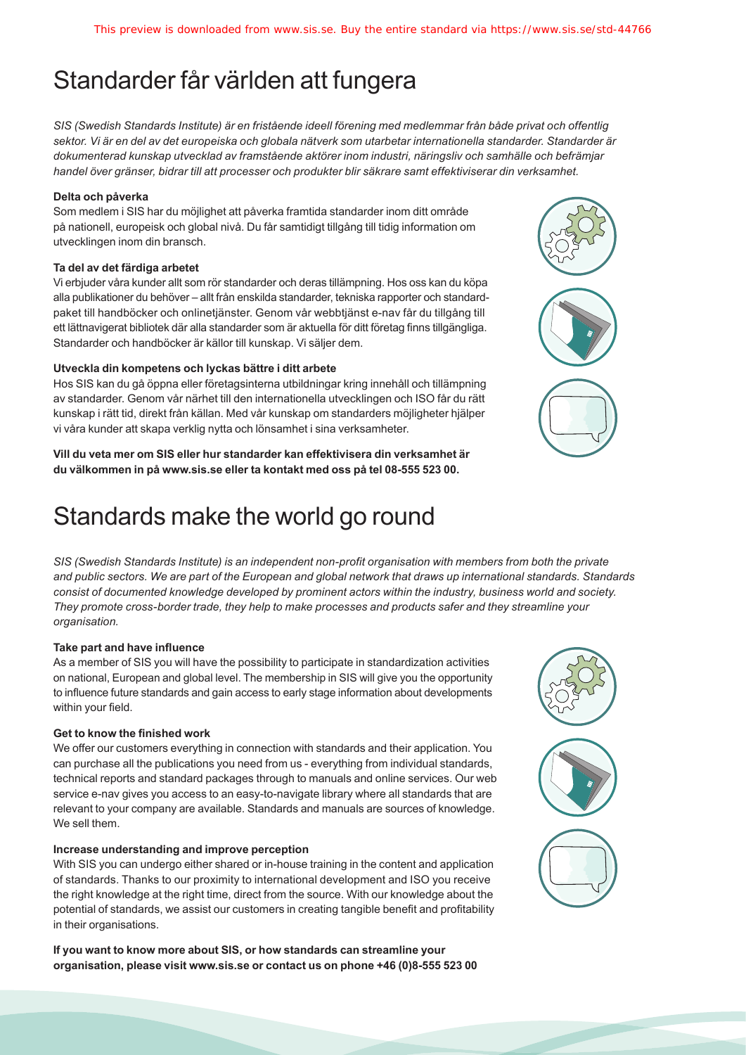# Standarder får världen att fungera

*SIS (Swedish Standards Institute) är en fristående ideell förening med medlemmar från både privat och offentlig sektor. Vi är en del av det europeiska och globala nätverk som utarbetar internationella standarder. Standarder är dokumenterad kunskap utvecklad av framstående aktörer inom industri, näringsliv och samhälle och befrämjar handel över gränser, bidrar till att processer och produkter blir säkrare samt effektiviserar din verksamhet.*

**Delta och påverka**

Som medlem i SIS har du möjlighet att påverka framtida standarder inom ditt område på nationell, europeisk och global nivå. Du får samtidigt tillgång till tidig information om utvecklingen inom din bransch.

**Ta del av det färdiga arbetet**

Vi erbjuder våra kunder allt som rör standarder och deras tillämpning. Hos oss kan du köpa alla publikationer du behöver – allt från enskilda standarder, tekniska rapporter och standardpaket till handböcker och onlinetjänster. Genom vår webbtjänst e-nav får du tillgång till ett lättnavigerat bibliotek där alla standarder som är aktuella för ditt företag finns tillgängliga. Standarder och handböcker är källor till kunskap. Vi säljer dem.

**Utveckla din kompetens och lyckas bättre i ditt arbete**

Hos SIS kan du gå öppna eller företagsinterna utbildningar kring innehåll och tillämpning av standarder. Genom vår närhet till den internationella utvecklingen och ISO får du rätt kunskap i rätt tid, direkt från källan. Med vår kunskap om standarders möjligheter hjälper vi våra kunder att skapa verklig nytta och lönsamhet i sina verksamheter.

**Vill du veta mer om SIS eller hur standarder kan effektivisera din verksamhet är du välkommen in på www.sis.se eller ta kontakt med oss på tel 08-555 523 00.**

# Standards make the world go round

*SIS (Swedish Standards Institute) is an independent non-profit organisation with members from both the private and public sectors. We are part of the European and global network that draws up international standards. Standards consist of documented knowledge developed by prominent actors within the industry, business world and society. They promote cross-border trade, they help to make processes and products safer and they streamline your organisation.*

**Take part and have influence**

As a member of SIS you will have the possibility to participate in standardization activities on national, European and global level. The membership in SIS will give you the opportunity to influence future standards and gain access to early stage information about developments within your field.

**Get to know the finished work**

We offer our customers everything in connection with standards and their application. You can purchase all the publications you need from us - everything from individual standards, technical reports and standard packages through to manuals and online services. Our web service e-nav gives you access to an easy-to-navigate library where all standards that are relevant to your company are available. Standards and manuals are sources of knowledge. We sell them.

**Increase understanding and improve perception**

With SIS you can undergo either shared or in-house training in the content and application of standards. Thanks to our proximity to international development and ISO you receive the right knowledge at the right time, direct from the source. With our knowledge about the potential of standards, we assist our customers in creating tangible benefit and profitability in their organisations.

**If you want to know more about SIS, or how standards can streamline your organisation, please visit www.sis.se or contact us on phone +46 (0)8-555 523 00**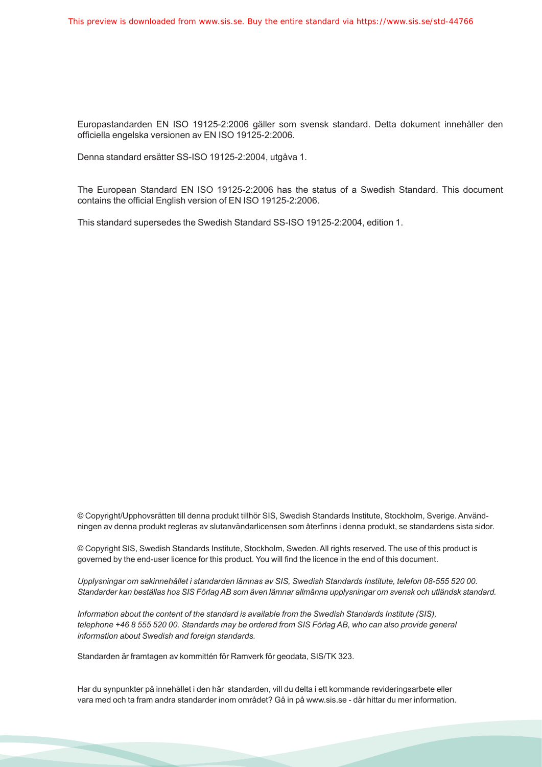Europastandarden EN ISO 19125-2:2006 gäller som svensk standard. Detta dokument innehåller den officiella engelska versionen av EN ISO 19125-2:2006.

Denna standard ersätter SS-ISO 19125-2:2004, utgåva 1.

The European Standard EN ISO 19125-2:2006 has the status of a Swedish Standard. This document contains the official English version of EN ISO 19125-2:2006.

This standard supersedes the Swedish Standard SS-ISO 19125-2:2004, edition 1.

© Copyright/Upphovsrätten till denna produkt tillhör SIS, Swedish Standards Institute, Stockholm, Sverige. Användningen av denna produkt regleras av slutanvändarlicensen som återfinns i denna produkt, se standardens sista sidor.

© Copyright SIS, Swedish Standards Institute, Stockholm, Sweden. All rights reserved. The use of this product is governed by the end-user licence for this product. You will find the licence in the end of this document.

*Upplysningar om sakinnehållet i standarden lämnas av SIS, Swedish Standards Institute, telefon 08-555 520 00. Standarder kan beställas hos SIS Förlag AB som även lämnar allmänna upplysningar om svensk och utländsk standard.*

*Information about the content of the standard is available from the Swedish Standards Institute (SIS), telephone +46 8 555 520 00. Standards may be ordered from SIS Förlag AB, who can also provide general information about Swedish and foreign standards.*

Standarden är framtagen av kommittén för Ramverk för geodata, SIS/TK 323.

Har du synpunkter på innehållet i den här standarden, vill du delta i ett kommande revideringsarbete eller vara med och ta fram andra standarder inom området? Gå in på www.sis.se - där hittar du mer information.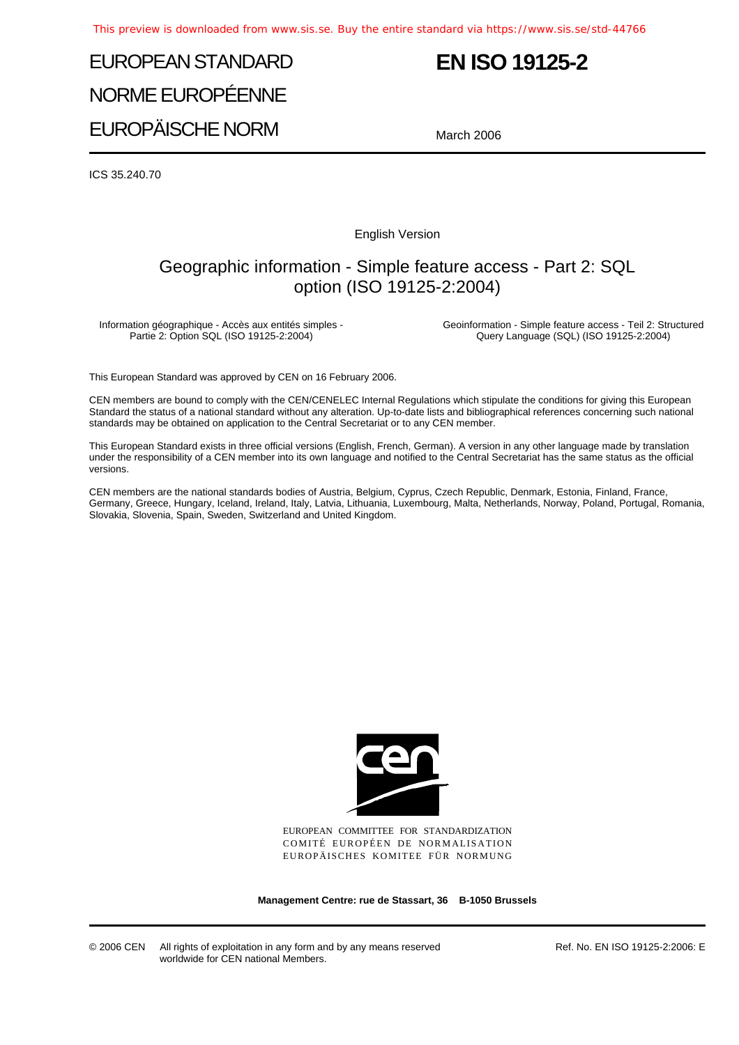EUROPEAN STANDARD

NORME EUROPÉENNE

EUROPÄISCHE NORM

# EN ISO 19125-2

March 2006

ICS 35.240.70

English Version

## Geographic information - Simple feature access - Part 2: SQL option (ISO 19125-2:2004)

Information géographique - Accès aux entités simples - Partie 2: Option SQL (ISO 19125-2:2004)

Geoinformation - Simple feature access - Teil 2: Structured Query Language (SQL) (ISO 19125-2:2004)

This European Standard was approved by CEN on 16 February 2006.

CEN members are bound to comply with the CEN/CENELEC Internal Regulations which stipulate the conditions for giving this European Standard the status of a national standard without any alteration. Up-to-date lists and bibliographical references concerning such national standards may be obtained on application to the Central Secretariat or to any CEN member.

This European Standard exists in three official versions (English, French, German). A version in any other language made by translation under the responsibility of a CEN member into its own language and notified to the Central Secretariat has the same status as the official versions.

CEN members are the national standards bodies of Austria, Belgium, Cyprus, Czech Republic, Denmark, Estonia, Finland, France, Germany, Greece, Hungary, Iceland, Ireland, Italy, Latvia, Lithuania, Luxembourg, Malta, Netherlands, Norway, Poland, Portugal, Romania, Slovakia, Slovenia, Spain, Sweden, Switzerland and United Kingdom.

EUROPEAN COMMITTEE FOR STANDARDIZATION
COMITÉ EUROPÉEN DE NORMALISATION
EUROPÄISCHES KOMITEE FÜR NORMUNG

**Management Centre: rue de Stassart, 36 B-1050 Brussels**

© 2006 CEN All rights of exploitation in any form and by any means reserved worldwide for CEN national Members.

Ref. No. EN ISO 19125-2:2006: E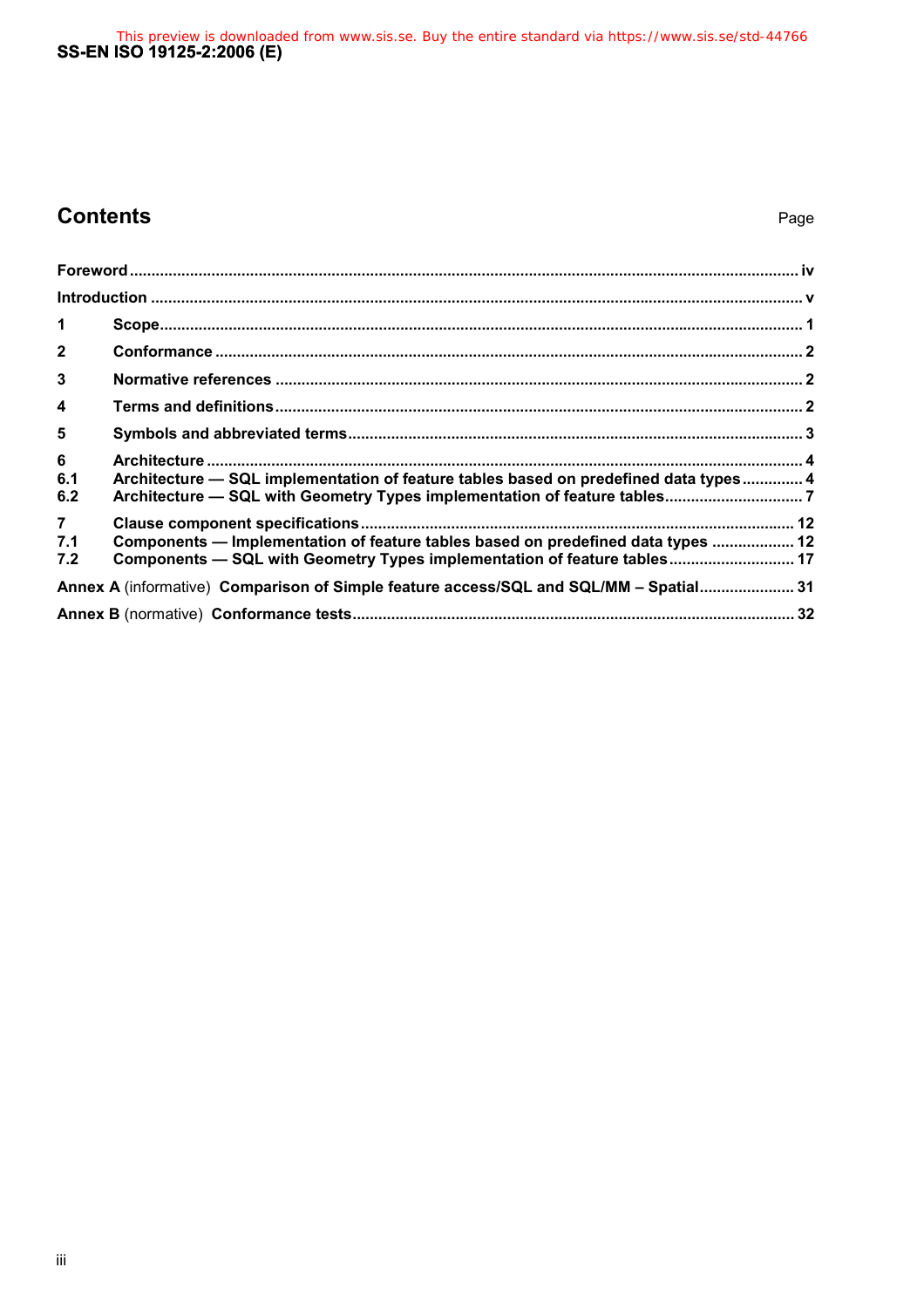# Contents

Page

| | | |
|---|---|---|
| **Foreword** | | **iv** |
| **Introduction** | | **v** |
| **1** | **Scope** | **1** |
| **2** | **Conformance** | **2** |
| **3** | **Normative references** | **2** |
| **4** | **Terms and definitions** | **2** |
| **5** | **Symbols and abbreviated terms** | **3** |
| **6** | **Architecture** | **4** |
| **6.1** | **Architecture — SQL implementation of feature tables based on predefined data types** | **4** |
| **6.2** | **Architecture — SQL with Geometry Types implementation of feature tables** | **7** |
| **7** | **Clause component specifications** | **12** |
| **7.1** | **Components — Implementation of feature tables based on predefined data types** | **12** |
| **7.2** | **Components — SQL with Geometry Types implementation of feature tables** | **17** |
| **Annex A** (informative) **Comparison of Simple feature access/SQL and SQL/MM – Spatial** | | **31** |
| **Annex B** (normative) **Conformance tests** | | **32** |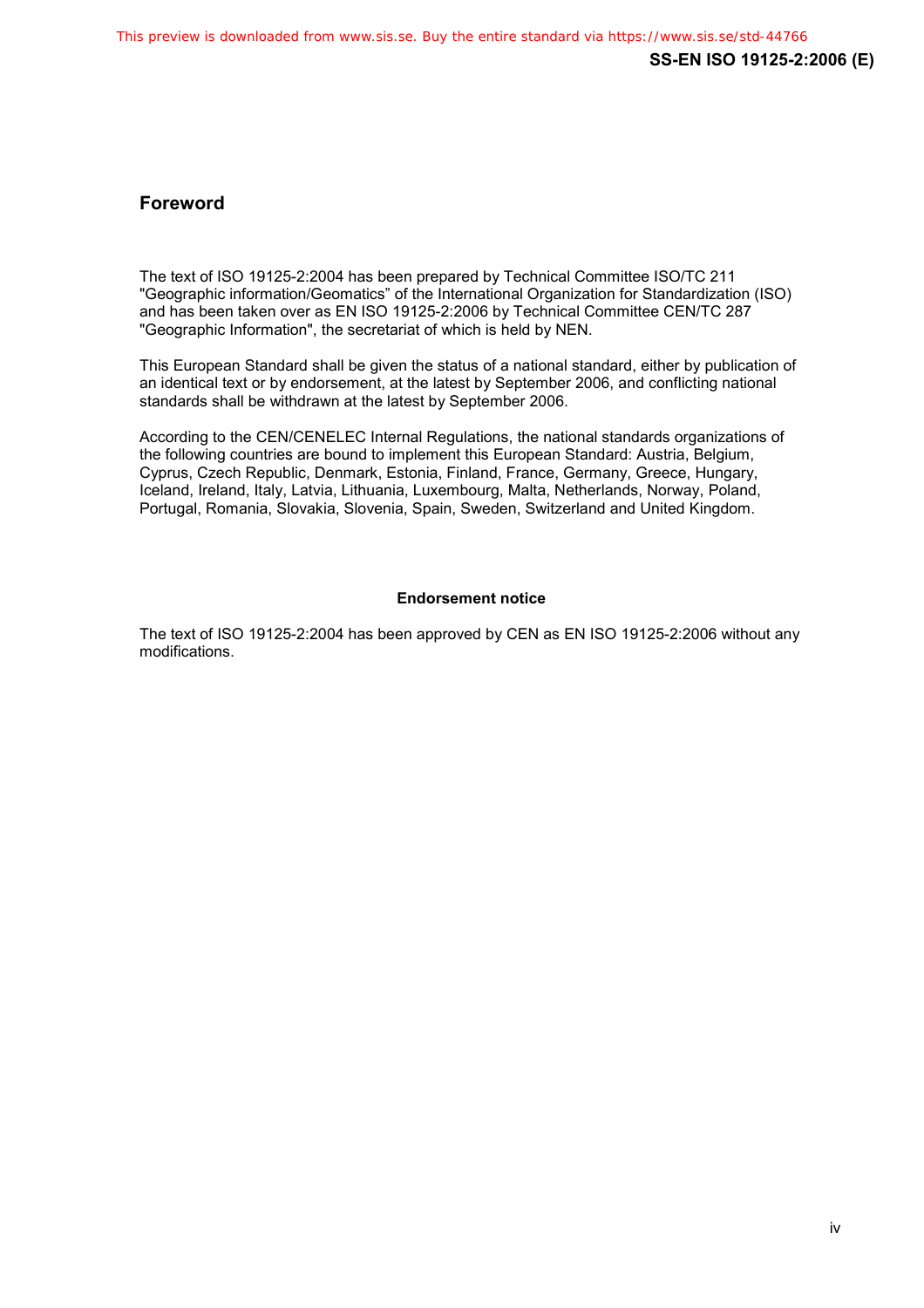## Foreword

The text of ISO 19125-2:2004 has been prepared by Technical Committee ISO/TC 211 "Geographic information/Geomatics" of the International Organization for Standardization (ISO) and has been taken over as EN ISO 19125-2:2006 by Technical Committee CEN/TC 287 "Geographic Information", the secretariat of which is held by NEN.

This European Standard shall be given the status of a national standard, either by publication of an identical text or by endorsement, at the latest by September 2006, and conflicting national standards shall be withdrawn at the latest by September 2006.

According to the CEN/CENELEC Internal Regulations, the national standards organizations of the following countries are bound to implement this European Standard: Austria, Belgium, Cyprus, Czech Republic, Denmark, Estonia, Finland, France, Germany, Greece, Hungary, Iceland, Ireland, Italy, Latvia, Lithuania, Luxembourg, Malta, Netherlands, Norway, Poland, Portugal, Romania, Slovakia, Slovenia, Spain, Sweden, Switzerland and United Kingdom.

**Endorsement notice**

The text of ISO 19125-2:2004 has been approved by CEN as EN ISO 19125-2:2006 without any modifications.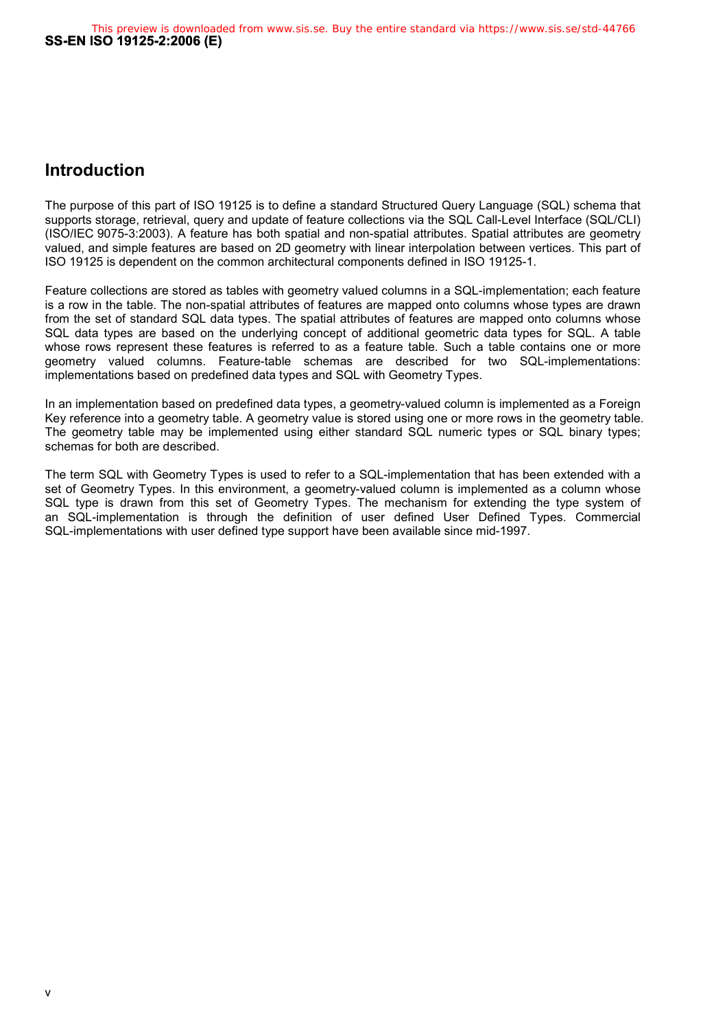## Introduction

The purpose of this part of ISO 19125 is to define a standard Structured Query Language (SQL) schema that supports storage, retrieval, query and update of feature collections via the SQL Call-Level Interface (SQL/CLI) (ISO/IEC 9075-3:2003). A feature has both spatial and non-spatial attributes. Spatial attributes are geometry valued, and simple features are based on 2D geometry with linear interpolation between vertices. This part of ISO 19125 is dependent on the common architectural components defined in ISO 19125-1.

Feature collections are stored as tables with geometry valued columns in a SQL-implementation; each feature is a row in the table. The non-spatial attributes of features are mapped onto columns whose types are drawn from the set of standard SQL data types. The spatial attributes of features are mapped onto columns whose SQL data types are based on the underlying concept of additional geometric data types for SQL. A table whose rows represent these features is referred to as a feature table. Such a table contains one or more geometry valued columns. Feature-table schemas are described for two SQL-implementations: implementations based on predefined data types and SQL with Geometry Types.

In an implementation based on predefined data types, a geometry-valued column is implemented as a Foreign Key reference into a geometry table. A geometry value is stored using one or more rows in the geometry table. The geometry table may be implemented using either standard SQL numeric types or SQL binary types; schemas for both are described.

The term SQL with Geometry Types is used to refer to a SQL-implementation that has been extended with a set of Geometry Types. In this environment, a geometry-valued column is implemented as a column whose SQL type is drawn from this set of Geometry Types. The mechanism for extending the type system of an SQL-implementation is through the definition of user defined User Defined Types. Commercial SQL-implementations with user defined type support have been available since mid-1997.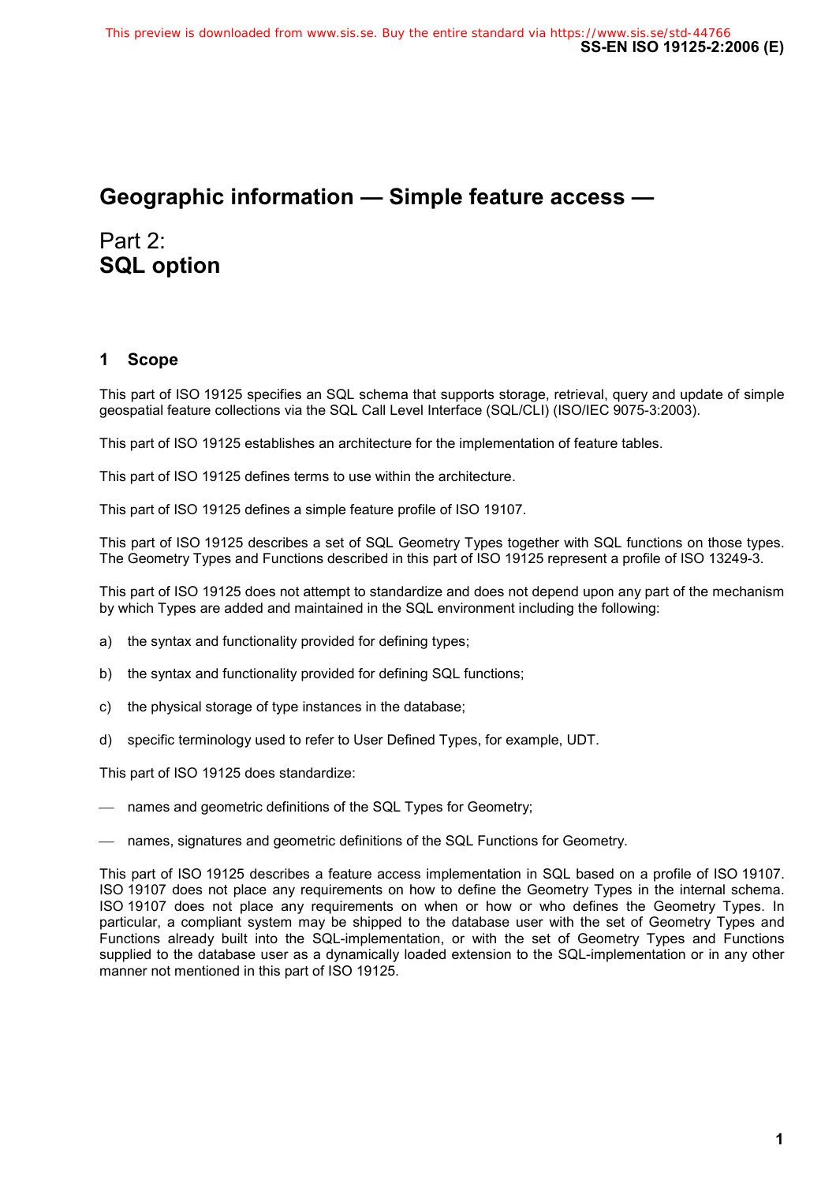# Geographic information — Simple feature access —

## Part 2: SQL option

### 1 Scope

This part of ISO 19125 specifies an SQL schema that supports storage, retrieval, query and update of simple geospatial feature collections via the SQL Call Level Interface (SQL/CLI) (ISO/IEC 9075-3:2003).

This part of ISO 19125 establishes an architecture for the implementation of feature tables.

This part of ISO 19125 defines terms to use within the architecture.

This part of ISO 19125 defines a simple feature profile of ISO 19107.

This part of ISO 19125 describes a set of SQL Geometry Types together with SQL functions on those types. The Geometry Types and Functions described in this part of ISO 19125 represent a profile of ISO 13249-3.

This part of ISO 19125 does not attempt to standardize and does not depend upon any part of the mechanism by which Types are added and maintained in the SQL environment including the following:

a) the syntax and functionality provided for defining types;

b) the syntax and functionality provided for defining SQL functions;

c) the physical storage of type instances in the database;

d) specific terminology used to refer to User Defined Types, for example, UDT.

This part of ISO 19125 does standardize:

— names and geometric definitions of the SQL Types for Geometry;

— names, signatures and geometric definitions of the SQL Functions for Geometry.

This part of ISO 19125 describes a feature access implementation in SQL based on a profile of ISO 19107. ISO 19107 does not place any requirements on how to define the Geometry Types in the internal schema. ISO 19107 does not place any requirements on when or how or who defines the Geometry Types. In particular, a compliant system may be shipped to the database user with the set of Geometry Types and Functions already built into the SQL-implementation, or with the set of Geometry Types and Functions supplied to the database user as a dynamically loaded extension to the SQL-implementation or in any other manner not mentioned in this part of ISO 19125.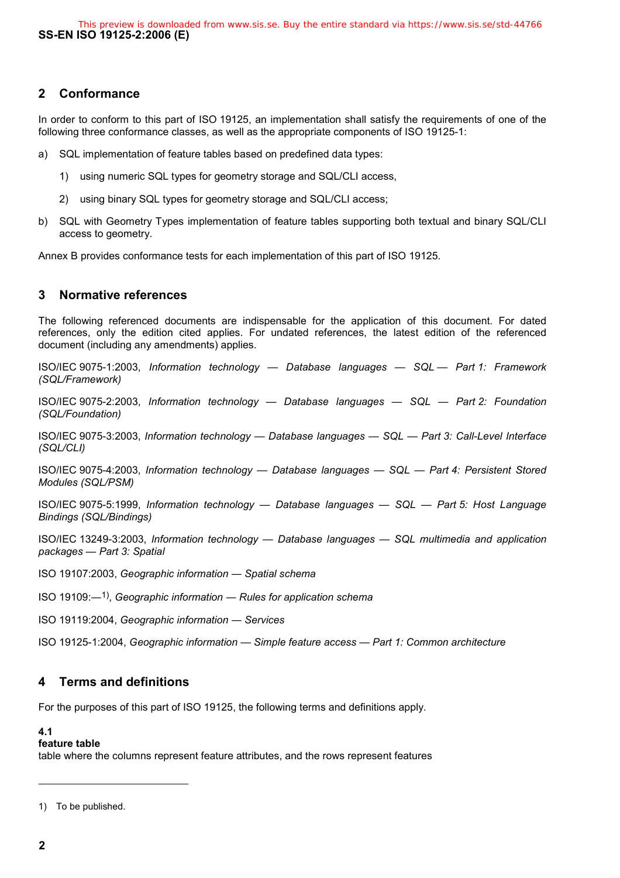## 2 Conformance

In order to conform to this part of ISO 19125, an implementation shall satisfy the requirements of one of the following three conformance classes, as well as the appropriate components of ISO 19125-1:

a) SQL implementation of feature tables based on predefined data types:

   1) using numeric SQL types for geometry storage and SQL/CLI access,

   2) using binary SQL types for geometry storage and SQL/CLI access;

b) SQL with Geometry Types implementation of feature tables supporting both textual and binary SQL/CLI access to geometry.

Annex B provides conformance tests for each implementation of this part of ISO 19125.

## 3 Normative references

The following referenced documents are indispensable for the application of this document. For dated references, only the edition cited applies. For undated references, the latest edition of the referenced document (including any amendments) applies.

ISO/IEC 9075-1:2003, *Information technology — Database languages — SQL — Part 1: Framework (SQL/Framework)*

ISO/IEC 9075-2:2003, *Information technology — Database languages — SQL — Part 2: Foundation (SQL/Foundation)*

ISO/IEC 9075-3:2003, *Information technology — Database languages — SQL — Part 3: Call-Level Interface (SQL/CLI)*

ISO/IEC 9075-4:2003, *Information technology — Database languages — SQL — Part 4: Persistent Stored Modules (SQL/PSM)*

ISO/IEC 9075-5:1999, *Information technology — Database languages — SQL — Part 5: Host Language Bindings (SQL/Bindings)*

ISO/IEC 13249-3:2003, *Information technology — Database languages — SQL multimedia and application packages — Part 3: Spatial*

ISO 19107:2003, *Geographic information — Spatial schema*

ISO 19109:—[1], *Geographic information — Rules for application schema*

ISO 19119:2004, *Geographic information — Services*

ISO 19125-1:2004, *Geographic information — Simple feature access — Part 1: Common architecture*

## 4 Terms and definitions

For the purposes of this part of ISO 19125, the following terms and definitions apply.

**4.1**
**feature table**
table where the columns represent feature attributes, and the rows represent features

---

1) To be published.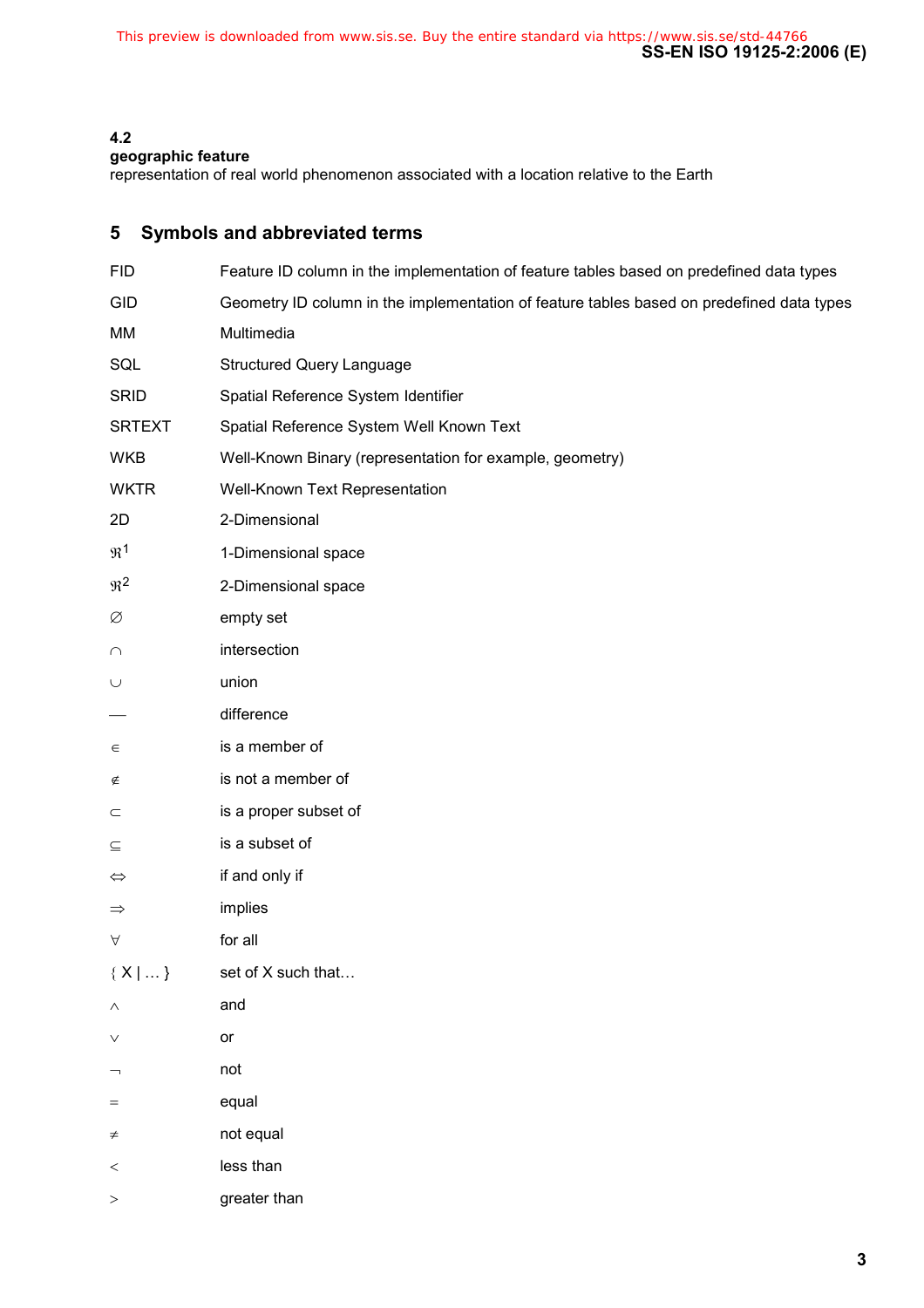**4.2**
**geographic feature**
representation of real world phenomenon associated with a location relative to the Earth

## 5 Symbols and abbreviated terms

| | |
|---|---|
| FID | Feature ID column in the implementation of feature tables based on predefined data types |
| GID | Geometry ID column in the implementation of feature tables based on predefined data types |
| MM | Multimedia |
| SQL | Structured Query Language |
| SRID | Spatial Reference System Identifier |
| SRTEXT | Spatial Reference System Well Known Text |
| WKB | Well-Known Binary (representation for example, geometry) |
| WKTR | Well-Known Text Representation |
| 2D | 2-Dimensional |
| $\Re^1$ | 1-Dimensional space |
| $\Re^2$ | 2-Dimensional space |
| $\varnothing$ | empty set |
| $\cap$ | intersection |
| $\cup$ | union |
| — | difference |
| $\in$ | is a member of |
| $\notin$ | is not a member of |
| $\subset$ | is a proper subset of |
| $\subseteq$ | is a subset of |
| $\Leftrightarrow$ | if and only if |
| $\Rightarrow$ | implies |
| $\forall$ | for all |
| $\{ X \mid \ldots \}$ | set of X such that… |
| $\wedge$ | and |
| $\vee$ | or |
| $\neg$ | not |
| $=$ | equal |
| $\neq$ | not equal |
| $<$ | less than |
| $>$ | greater than |